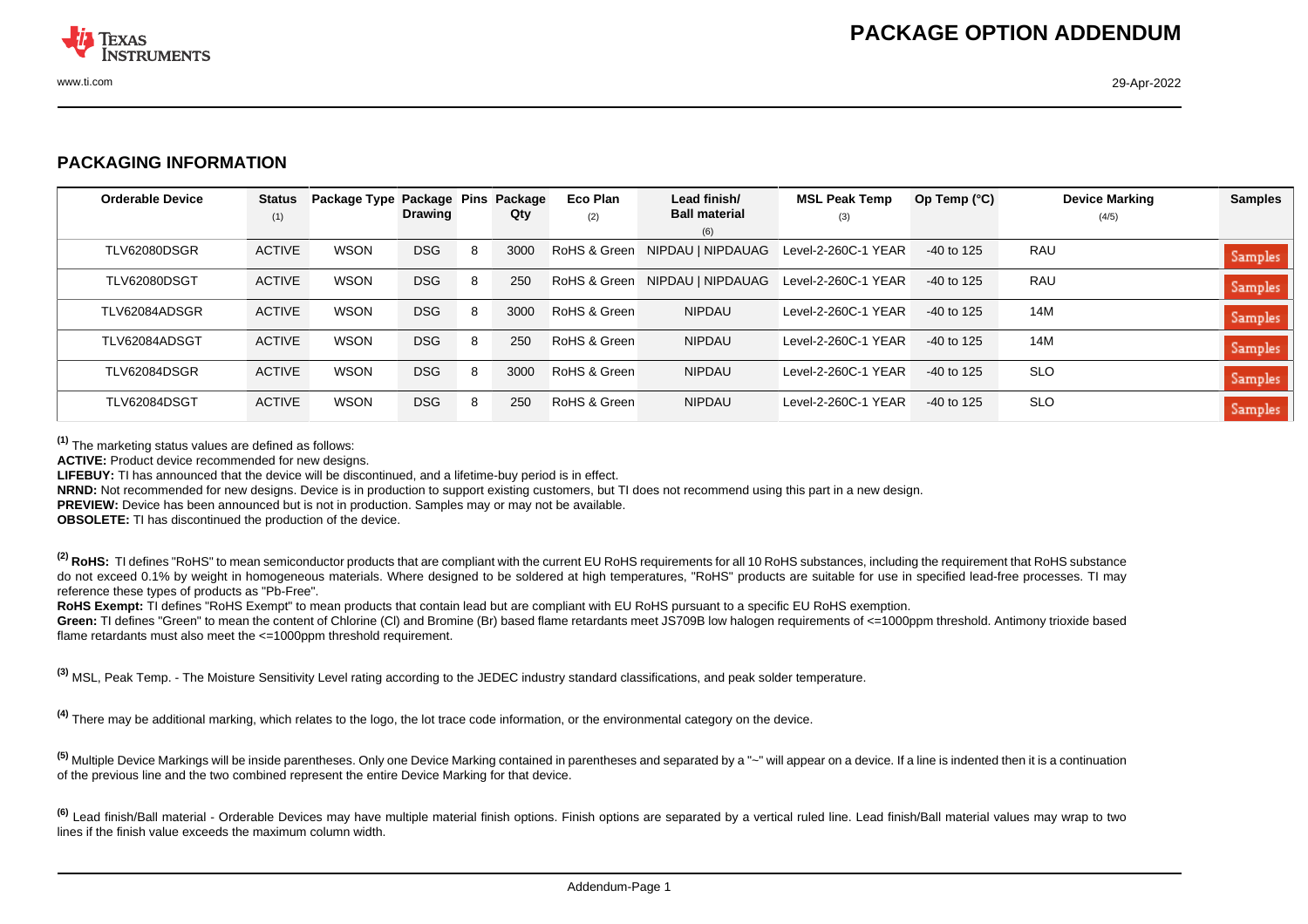# PACKAGE OPTION ADDENDUM

## PACKAGING INFORMATION

| Orderable Device | Status (1) | Package Type | Package Drawing | Pins | Package Qty | Eco Plan (2) | Lead finish/ Ball material (6) | MSL Peak Temp (3) | Op Temp (°C) | Device Marking (4/5) | Samples |
|---|---|---|---|---|---|---|---|---|---|---|---|
| TLV62080DSGR | ACTIVE | WSON | DSG | 8 | 3000 | RoHS & Green | NIPDAU \| NIPDAUAG | Level-2-260C-1 YEAR | -40 to 125 | RAU | Samples |
| TLV62080DSGT | ACTIVE | WSON | DSG | 8 | 250 | RoHS & Green | NIPDAU \| NIPDAUAG | Level-2-260C-1 YEAR | -40 to 125 | RAU | Samples |
| TLV62084ADSGR | ACTIVE | WSON | DSG | 8 | 3000 | RoHS & Green | NIPDAU | Level-2-260C-1 YEAR | -40 to 125 | 14M | Samples |
| TLV62084ADSGT | ACTIVE | WSON | DSG | 8 | 250 | RoHS & Green | NIPDAU | Level-2-260C-1 YEAR | -40 to 125 | 14M | Samples |
| TLV62084DSGR | ACTIVE | WSON | DSG | 8 | 3000 | RoHS & Green | NIPDAU | Level-2-260C-1 YEAR | -40 to 125 | SLO | Samples |
| TLV62084DSGT | ACTIVE | WSON | DSG | 8 | 250 | RoHS & Green | NIPDAU | Level-2-260C-1 YEAR | -40 to 125 | SLO | Samples |

(1) The marketing status values are defined as follows:

**ACTIVE:** Product device recommended for new designs.

**LIFEBUY:** TI has announced that the device will be discontinued, and a lifetime-buy period is in effect.

**NRND:** Not recommended for new designs. Device is in production to support existing customers, but TI does not recommend using this part in a new design.

**PREVIEW:** Device has been announced but is not in production. Samples may or may not be available.

**OBSOLETE:** TI has discontinued the production of the device.

(2) **RoHS:** TI defines "RoHS" to mean semiconductor products that are compliant with the current EU RoHS requirements for all 10 RoHS substances, including the requirement that RoHS substance do not exceed 0.1% by weight in homogeneous materials. Where designed to be soldered at high temperatures, "RoHS" products are suitable for use in specified lead-free processes. TI may reference these types of products as "Pb-Free".

**RoHS Exempt:** TI defines "RoHS Exempt" to mean products that contain lead but are compliant with EU RoHS pursuant to a specific EU RoHS exemption.

**Green:** TI defines "Green" to mean the content of Chlorine (Cl) and Bromine (Br) based flame retardants meet JS709B low halogen requirements of <=1000ppm threshold. Antimony trioxide based flame retardants must also meet the <=1000ppm threshold requirement.

(3) MSL, Peak Temp. - The Moisture Sensitivity Level rating according to the JEDEC industry standard classifications, and peak solder temperature.

(4) There may be additional marking, which relates to the logo, the lot trace code information, or the environmental category on the device.

(5) Multiple Device Markings will be inside parentheses. Only one Device Marking contained in parentheses and separated by a "~" will appear on a device. If a line is indented then it is a continuation of the previous line and the two combined represent the entire Device Marking for that device.

(6) Lead finish/Ball material - Orderable Devices may have multiple material finish options. Finish options are separated by a vertical ruled line. Lead finish/Ball material values may wrap to two lines if the finish value exceeds the maximum column width.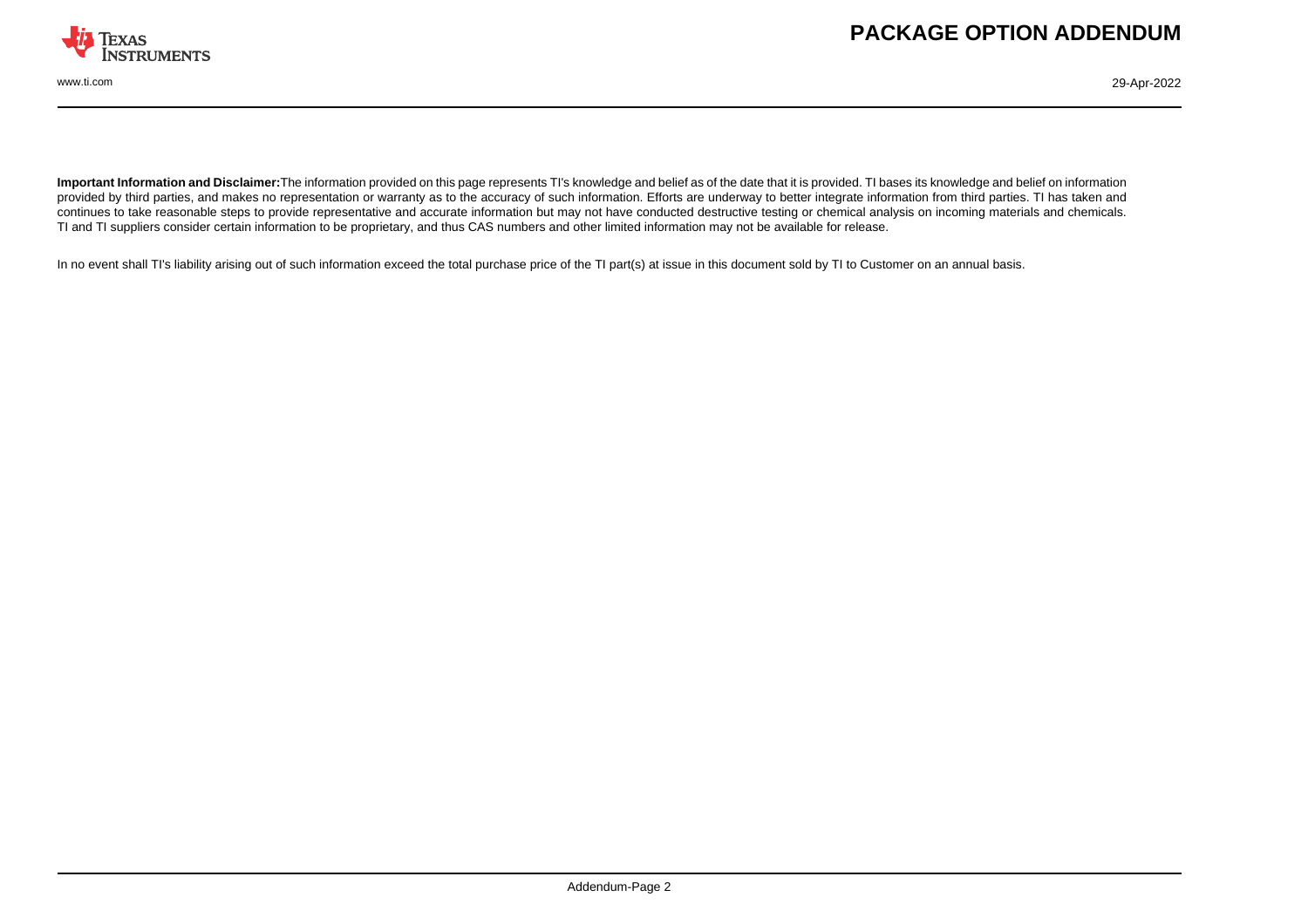**Important Information and Disclaimer:**The information provided on this page represents TI's knowledge and belief as of the date that it is provided. TI bases its knowledge and belief on information provided by third parties, and makes no representation or warranty as to the accuracy of such information. Efforts are underway to better integrate information from third parties. TI has taken and continues to take reasonable steps to provide representative and accurate information but may not have conducted destructive testing or chemical analysis on incoming materials and chemicals. TI and TI suppliers consider certain information to be proprietary, and thus CAS numbers and other limited information may not be available for release.

In no event shall TI's liability arising out of such information exceed the total purchase price of the TI part(s) at issue in this document sold by TI to Customer on an annual basis.